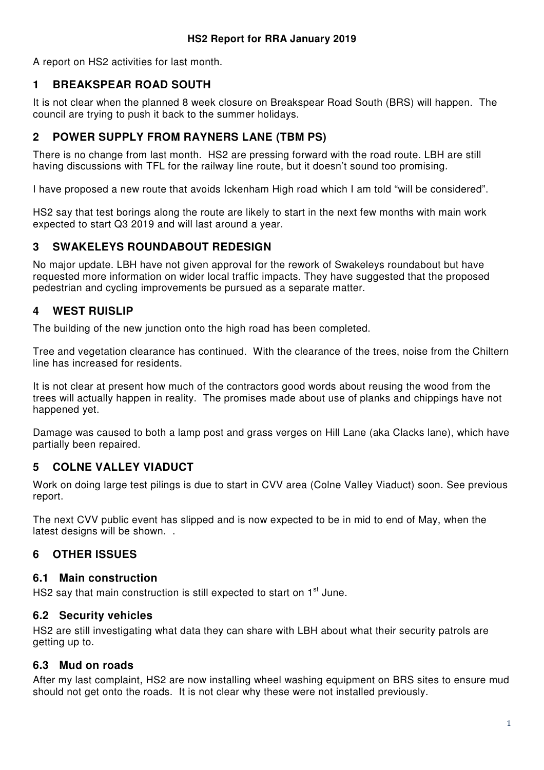# HS2 Report for RRA January 2019

A report on HS2 activities for last month.

## 1 BREAKSPEAR ROAD SOUTH

It is not clear when the planned 8 week closure on Breakspear Road South (BRS) will happen. The council are trying to push it back to the summer holidays.

## 2 POWER SUPPLY FROM RAYNERS LANE (TBM PS)

There is no change from last month. HS2 are pressing forward with the road route. LBH are still having discussions with TFL for the railway line route, but it doesn't sound too promising.

I have proposed a new route that avoids Ickenham High road which I am told "will be considered".

HS2 say that test borings along the route are likely to start in the next few months with main work expected to start Q3 2019 and will last around a year.

## 3 SWAKELEYS ROUNDABOUT REDESIGN

No major update. LBH have not given approval for the rework of Swakeleys roundabout but have requested more information on wider local traffic impacts. They have suggested that the proposed pedestrian and cycling improvements be pursued as a separate matter.

## 4 WEST RUISLIP

The building of the new junction onto the high road has been completed.

Tree and vegetation clearance has continued. With the clearance of the trees, noise from the Chiltern line has increased for residents.

It is not clear at present how much of the contractors good words about reusing the wood from the trees will actually happen in reality. The promises made about use of planks and chippings have not happened yet.

Damage was caused to both a lamp post and grass verges on Hill Lane (aka Clacks lane), which have partially been repaired.

## 5 COLNE VALLEY VIADUCT

Work on doing large test pilings is due to start in CVV area (Colne Valley Viaduct) soon. See previous report.

The next CVV public event has slipped and is now expected to be in mid to end of May, when the latest designs will be shown. .

## 6 OTHER ISSUES

### 6.1 Main construction

HS2 say that main construction is still expected to start on 1st June.

### 6.2 Security vehicles

HS2 are still investigating what data they can share with LBH about what their security patrols are getting up to.

### 6.3 Mud on roads

After my last complaint, HS2 are now installing wheel washing equipment on BRS sites to ensure mud should not get onto the roads. It is not clear why these were not installed previously.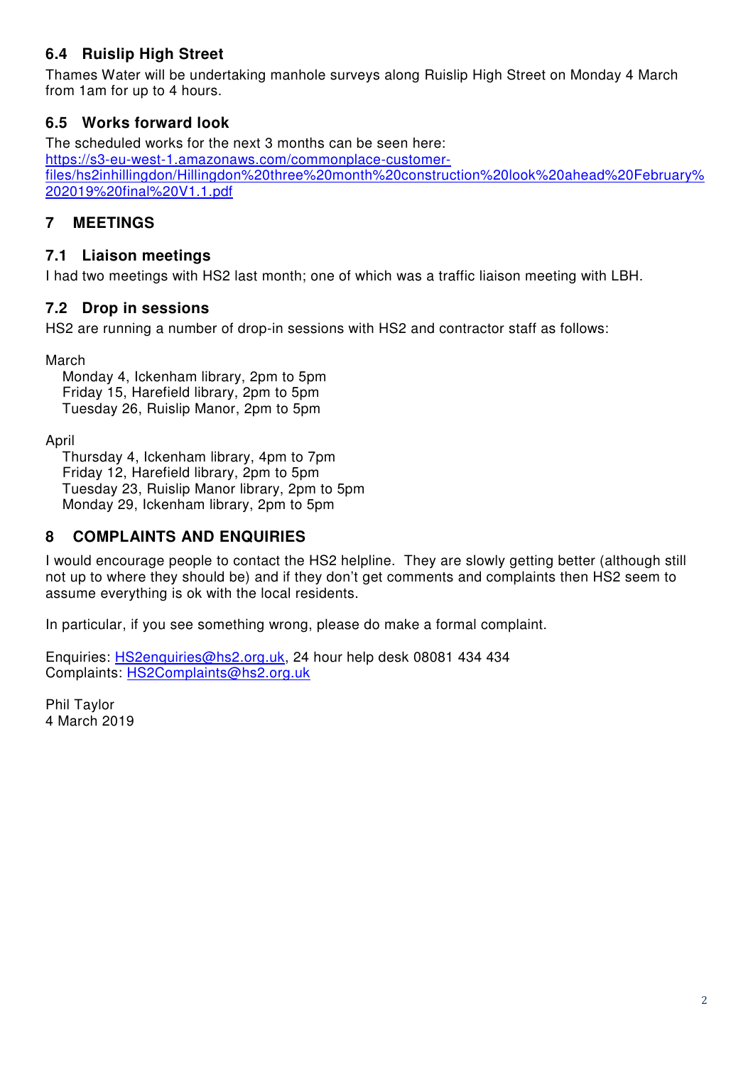### 6.4 Ruislip High Street

Thames Water will be undertaking manhole surveys along Ruislip High Street on Monday 4 March from 1am for up to 4 hours.

### 6.5 Works forward look

The scheduled works for the next 3 months can be seen here:
https://s3-eu-west-1.amazonaws.com/commonplace-customer-files/hs2inhillingdon/Hillingdon%20three%20month%20construction%20look%20ahead%20February%202019%20final%20V1.1.pdf

## 7 MEETINGS

### 7.1 Liaison meetings

I had two meetings with HS2 last month; one of which was a traffic liaison meeting with LBH.

### 7.2 Drop in sessions

HS2 are running a number of drop-in sessions with HS2 and contractor staff as follows:

March
- Monday 4, Ickenham library, 2pm to 5pm
- Friday 15, Harefield library, 2pm to 5pm
- Tuesday 26, Ruislip Manor, 2pm to 5pm

April
- Thursday 4, Ickenham library, 4pm to 7pm
- Friday 12, Harefield library, 2pm to 5pm
- Tuesday 23, Ruislip Manor library, 2pm to 5pm
- Monday 29, Ickenham library, 2pm to 5pm

## 8 COMPLAINTS AND ENQUIRIES

I would encourage people to contact the HS2 helpline. They are slowly getting better (although still not up to where they should be) and if they don't get comments and complaints then HS2 seem to assume everything is ok with the local residents.

In particular, if you see something wrong, please do make a formal complaint.

Enquiries: HS2enquiries@hs2.org.uk, 24 hour help desk 08081 434 434
Complaints: HS2Complaints@hs2.org.uk

Phil Taylor
4 March 2019